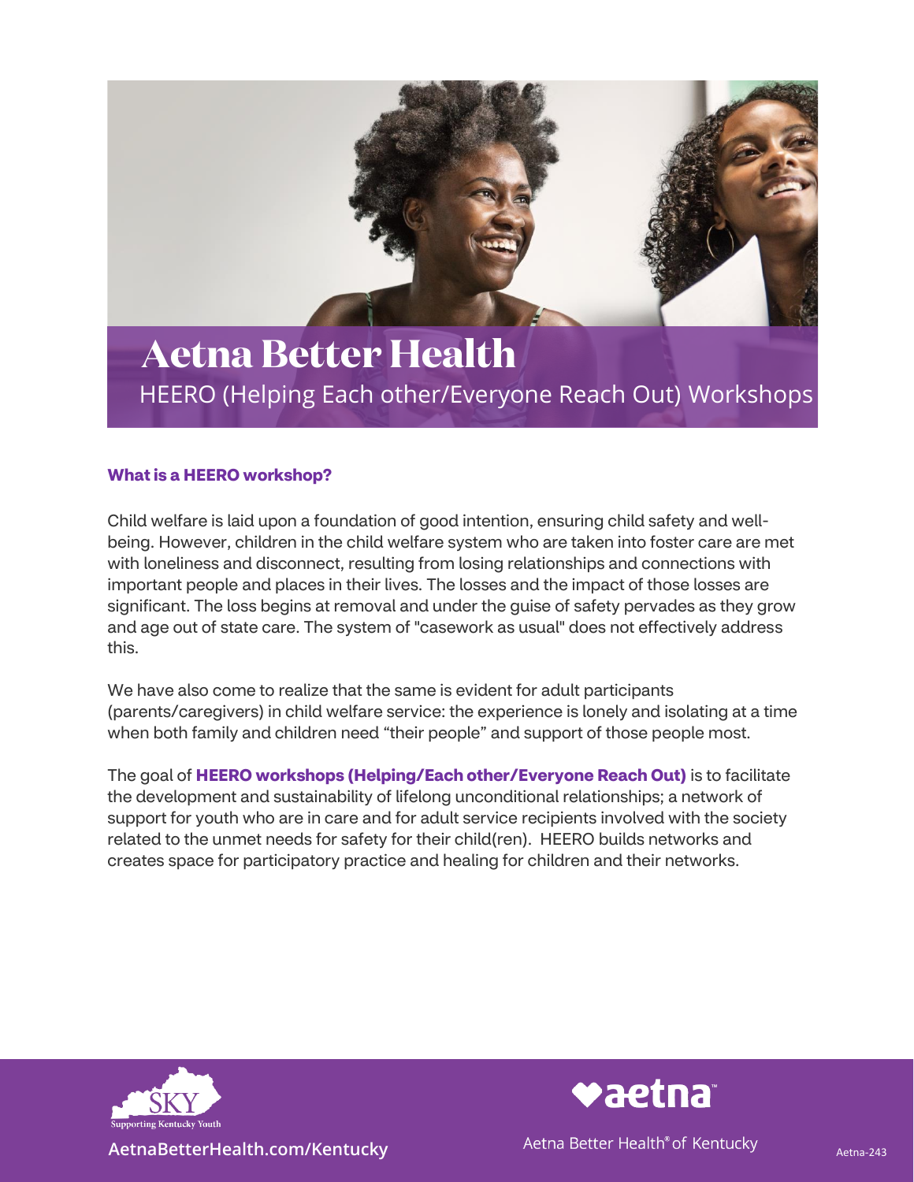# Aetna Better Health

## HEERO (Helping Each other/Everyone Reach Out) Workshops

### What is a HEERO workshop?

Child welfare is laid upon a foundation of good intention, ensuring child safety and well-being. However, children in the child welfare system who are taken into foster care are met with loneliness and disconnect, resulting from losing relationships and connections with important people and places in their lives. The losses and the impact of those losses are significant. The loss begins at removal and under the guise of safety pervades as they grow and age out of state care. The system of "casework as usual" does not effectively address this.

We have also come to realize that the same is evident for adult participants (parents/caregivers) in child welfare service: the experience is lonely and isolating at a time when both family and children need "their people" and support of those people most.

The goal of **HEERO workshops (Helping/Each other/Everyone Reach Out)** is to facilitate the development and sustainability of lifelong unconditional relationships; a network of support for youth who are in care and for adult service recipients involved with the society related to the unmet needs for safety for their child(ren). HEERO builds networks and creates space for participatory practice and healing for children and their networks.

SKY Supporting Kentucky Youth

AetnaBetterHealth.com/Kentucky

aetna

Aetna Better Health® of Kentucky

Aetna-243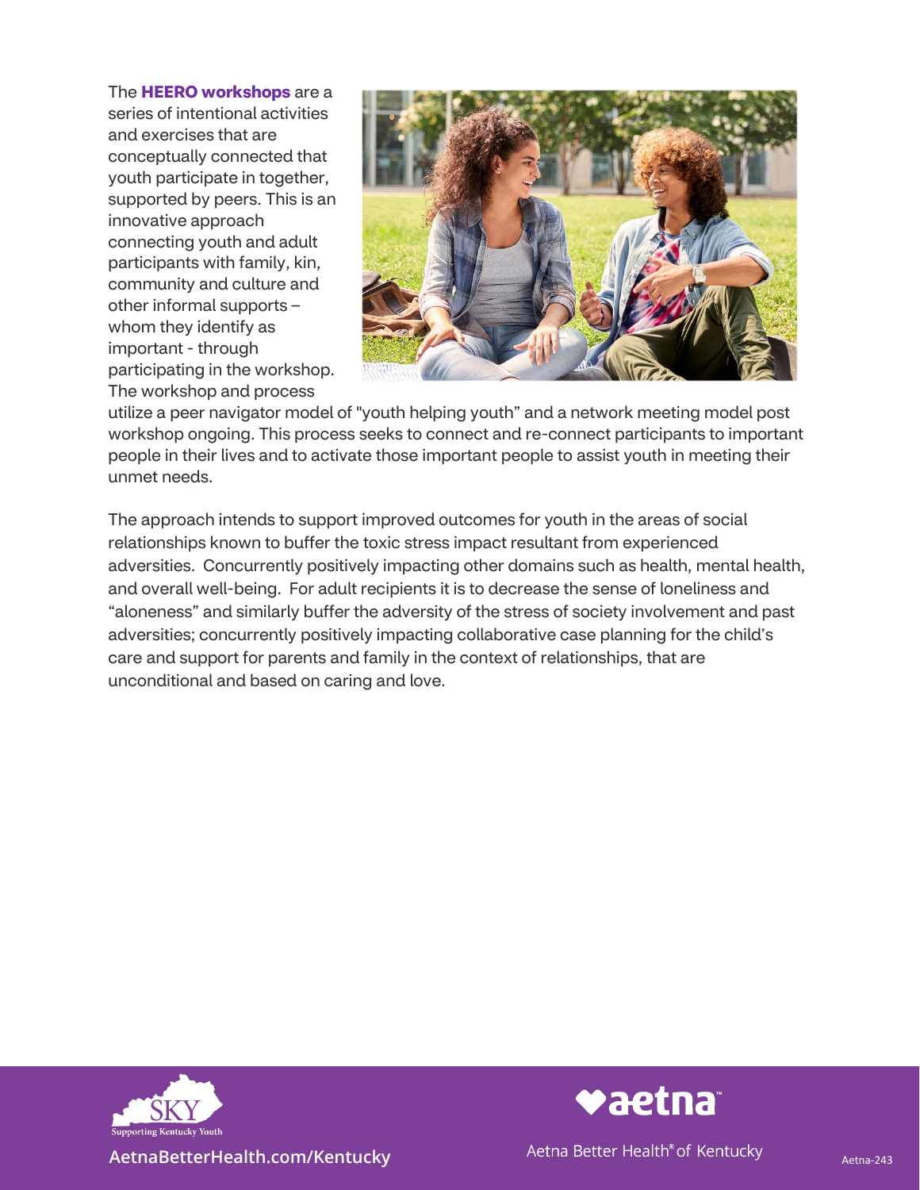The **HEERO workshops** are a series of intentional activities and exercises that are conceptually connected that youth participate in together, supported by peers. This is an innovative approach connecting youth and adult participants with family, kin, community and culture and other informal supports – whom they identify as important - through participating in the workshop. The workshop and process utilize a peer navigator model of "youth helping youth" and a network meeting model post workshop ongoing. This process seeks to connect and re-connect participants to important people in their lives and to activate those important people to assist youth in meeting their unmet needs.

The approach intends to support improved outcomes for youth in the areas of social relationships known to buffer the toxic stress impact resultant from experienced adversities. Concurrently positively impacting other domains such as health, mental health, and overall well-being. For adult recipients it is to decrease the sense of loneliness and "aloneness" and similarly buffer the adversity of the stress of society involvement and past adversities; concurrently positively impacting collaborative case planning for the child's care and support for parents and family in the context of relationships, that are unconditional and based on caring and love.

SKY Supporting Kentucky Youth

AetnaBetterHealth.com/Kentucky

aetna

Aetna Better Health® of Kentucky

Aetna-243